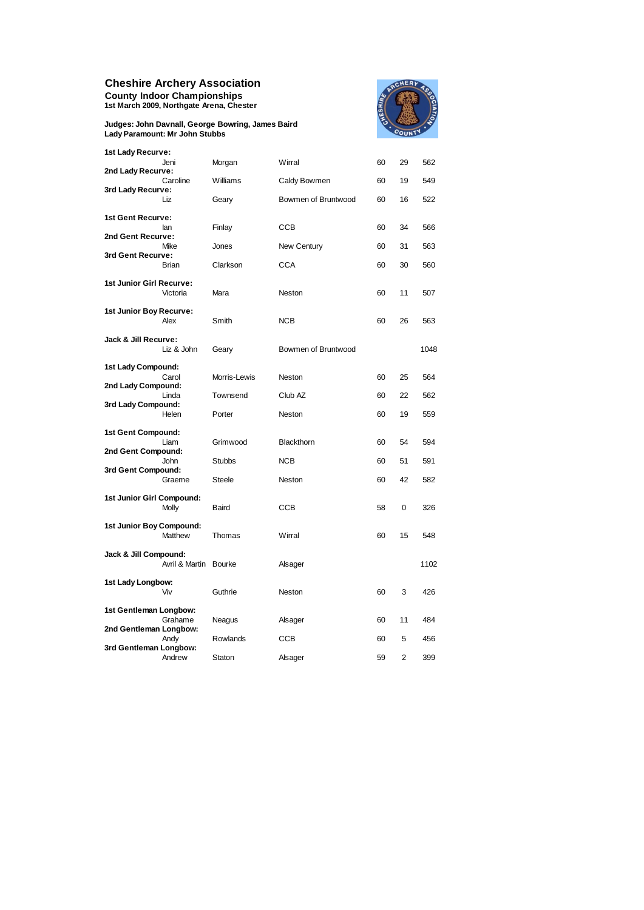# Cheshire Archery Association

## County Indoor Championships

**1st March 2009, Northgate Arena, Chester**

**Judges: John Davnall, George Bowring, James Baird**
**Lady Paramount: Mr John Stubbs**

| Category | First Name | Surname | Club | Hits | Golds | Score |
|---|---|---|---|---|---|---|
| **1st Lady Recurve:** | Jeni | Morgan | Wirral | 60 | 29 | 562 |
| **2nd Lady Recurve:** | Caroline | Williams | Caldy Bowmen | 60 | 19 | 549 |
| **3rd Lady Recurve:** | Liz | Geary | Bowmen of Bruntwood | 60 | 16 | 522 |
| **1st Gent Recurve:** | Ian | Finlay | CCB | 60 | 34 | 566 |
| **2nd Gent Recurve:** | Mike | Jones | New Century | 60 | 31 | 563 |
| **3rd Gent Recurve:** | Brian | Clarkson | CCA | 60 | 30 | 560 |
| **1st Junior Girl Recurve:** | Victoria | Mara | Neston | 60 | 11 | 507 |
| **1st Junior Boy Recurve:** | Alex | Smith | NCB | 60 | 26 | 563 |
| **Jack & Jill Recurve:** | Liz & John | Geary | Bowmen of Bruntwood | | | 1048 |
| **1st Lady Compound:** | Carol | Morris-Lewis | Neston | 60 | 25 | 564 |
| **2nd Lady Compound:** | Linda | Townsend | Club AZ | 60 | 22 | 562 |
| **3rd Lady Compound:** | Helen | Porter | Neston | 60 | 19 | 559 |
| **1st Gent Compound:** | Liam | Grimwood | Blackthorn | 60 | 54 | 594 |
| **2nd Gent Compound:** | John | Stubbs | NCB | 60 | 51 | 591 |
| **3rd Gent Compound:** | Graeme | Steele | Neston | 60 | 42 | 582 |
| **1st Junior Girl Compound:** | Molly | Baird | CCB | 58 | 0 | 326 |
| **1st Junior Boy Compound:** | Matthew | Thomas | Wirral | 60 | 15 | 548 |
| **Jack & Jill Compound:** | Avril & Martin | Bourke | Alsager | | | 1102 |
| **1st Lady Longbow:** | Viv | Guthrie | Neston | 60 | 3 | 426 |
| **1st Gentleman Longbow:** | Grahame | Neagus | Alsager | 60 | 11 | 484 |
| **2nd Gentleman Longbow:** | Andy | Rowlands | CCB | 60 | 5 | 456 |
| **3rd Gentleman Longbow:** | Andrew | Staton | Alsager | 59 | 2 | 399 |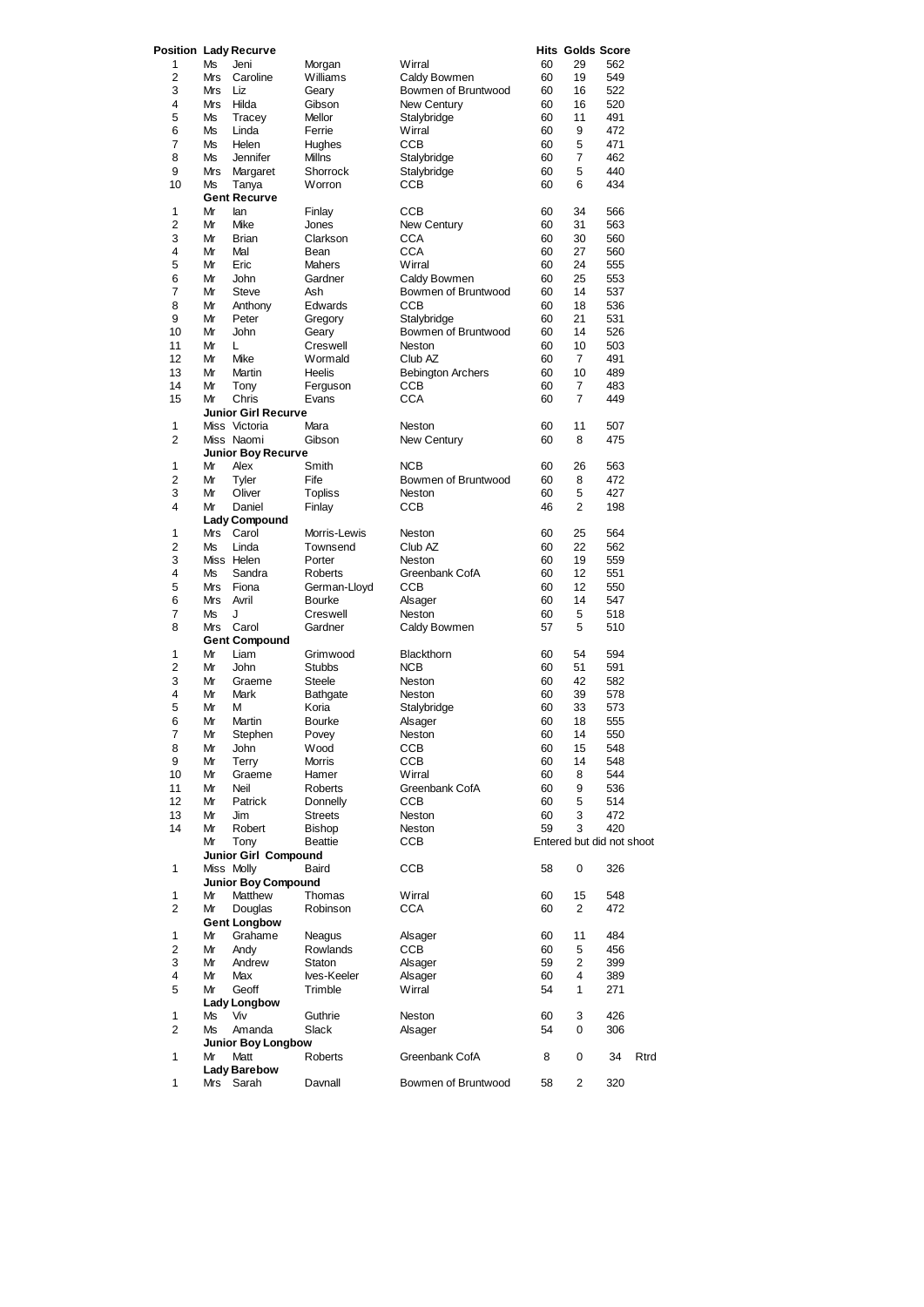| Position | Lady Recurve | | | | Hits | Golds | Score | |
|---|---|---|---|---|---|---|---|---|
| 1 | Ms | Jeni | Morgan | Wirral | 60 | 29 | 562 | |
| 2 | Mrs | Caroline | Williams | Caldy Bowmen | 60 | 19 | 549 | |
| 3 | Mrs | Liz | Geary | Bowmen of Bruntwood | 60 | 16 | 522 | |
| 4 | Mrs | Hilda | Gibson | New Century | 60 | 16 | 520 | |
| 5 | Ms | Tracey | Mellor | Stalybridge | 60 | 11 | 491 | |
| 6 | Ms | Linda | Ferrie | Wirral | 60 | 9 | 472 | |
| 7 | Ms | Helen | Hughes | CCB | 60 | 5 | 471 | |
| 8 | Ms | Jennifer | Millns | Stalybridge | 60 | 7 | 462 | |
| 9 | Mrs | Margaret | Shorrock | Stalybridge | 60 | 5 | 440 | |
| 10 | Ms | Tanya | Worron | CCB | 60 | 6 | 434 | |
| | | **Gent Recurve** | | | | | | |
| 1 | Mr | Ian | Finlay | CCB | 60 | 34 | 566 | |
| 2 | Mr | Mike | Jones | New Century | 60 | 31 | 563 | |
| 3 | Mr | Brian | Clarkson | CCA | 60 | 30 | 560 | |
| 4 | Mr | Mal | Bean | CCA | 60 | 27 | 560 | |
| 5 | Mr | Eric | Mahers | Wirral | 60 | 24 | 555 | |
| 6 | Mr | John | Gardner | Caldy Bowmen | 60 | 25 | 553 | |
| 7 | Mr | Steve | Ash | Bowmen of Bruntwood | 60 | 14 | 537 | |
| 8 | Mr | Anthony | Edwards | CCB | 60 | 18 | 536 | |
| 9 | Mr | Peter | Gregory | Stalybridge | 60 | 21 | 531 | |
| 10 | Mr | John | Geary | Bowmen of Bruntwood | 60 | 14 | 526 | |
| 11 | Mr | L | Creswell | Neston | 60 | 10 | 503 | |
| 12 | Mr | Mike | Wormald | Club AZ | 60 | 7 | 491 | |
| 13 | Mr | Martin | Heelis | Bebington Archers | 60 | 10 | 489 | |
| 14 | Mr | Tony | Ferguson | CCB | 60 | 7 | 483 | |
| 15 | Mr | Chris | Evans | CCA | 60 | 7 | 449 | |
| | | **Junior Girl Recurve** | | | | | | |
| 1 | Miss | Victoria | Mara | Neston | 60 | 11 | 507 | |
| 2 | Miss | Naomi | Gibson | New Century | 60 | 8 | 475 | |
| | | **Junior Boy Recurve** | | | | | | |
| 1 | Mr | Alex | Smith | NCB | 60 | 26 | 563 | |
| 2 | Mr | Tyler | Fife | Bowmen of Bruntwood | 60 | 8 | 472 | |
| 3 | Mr | Oliver | Topliss | Neston | 60 | 5 | 427 | |
| 4 | Mr | Daniel | Finlay | CCB | 46 | 2 | 198 | |
| | | **Lady Compound** | | | | | | |
| 1 | Mrs | Carol | Morris-Lewis | Neston | 60 | 25 | 564 | |
| 2 | Ms | Linda | Townsend | Club AZ | 60 | 22 | 562 | |
| 3 | Miss | Helen | Porter | Neston | 60 | 19 | 559 | |
| 4 | Ms | Sandra | Roberts | Greenbank CofA | 60 | 12 | 551 | |
| 5 | Mrs | Fiona | German-Lloyd | CCB | 60 | 12 | 550 | |
| 6 | Mrs | Avril | Bourke | Alsager | 60 | 14 | 547 | |
| 7 | Ms | J | Creswell | Neston | 60 | 5 | 518 | |
| 8 | Mrs | Carol | Gardner | Caldy Bowmen | 57 | 5 | 510 | |
| | | **Gent Compound** | | | | | | |
| 1 | Mr | Liam | Grimwood | Blackthorn | 60 | 54 | 594 | |
| 2 | Mr | John | Stubbs | NCB | 60 | 51 | 591 | |
| 3 | Mr | Graeme | Steele | Neston | 60 | 42 | 582 | |
| 4 | Mr | Mark | Bathgate | Neston | 60 | 39 | 578 | |
| 5 | Mr | M | Koria | Stalybridge | 60 | 33 | 573 | |
| 6 | Mr | Martin | Bourke | Alsager | 60 | 18 | 555 | |
| 7 | Mr | Stephen | Povey | Neston | 60 | 14 | 550 | |
| 8 | Mr | John | Wood | CCB | 60 | 15 | 548 | |
| 9 | Mr | Terry | Morris | CCB | 60 | 14 | 548 | |
| 10 | Mr | Graeme | Hamer | Wirral | 60 | 8 | 544 | |
| 11 | Mr | Neil | Roberts | Greenbank CofA | 60 | 9 | 536 | |
| 12 | Mr | Patrick | Donnelly | CCB | 60 | 5 | 514 | |
| 13 | Mr | Jim | Streets | Neston | 60 | 3 | 472 | |
| 14 | Mr | Robert | Bishop | Neston | 59 | 3 | 420 | |
| | Mr | Tony | Beattie | CCB | Entered but did not shoot | | | |
| | | **Junior Girl Compound** | | | | | | |
| 1 | Miss | Molly | Baird | CCB | 58 | 0 | 326 | |
| | | **Junior Boy Compound** | | | | | | |
| 1 | Mr | Matthew | Thomas | Wirral | 60 | 15 | 548 | |
| 2 | Mr | Douglas | Robinson | CCA | 60 | 2 | 472 | |
| | | **Gent Longbow** | | | | | | |
| 1 | Mr | Grahame | Neagus | Alsager | 60 | 11 | 484 | |
| 2 | Mr | Andy | Rowlands | CCB | 60 | 5 | 456 | |
| 3 | Mr | Andrew | Staton | Alsager | 59 | 2 | 399 | |
| 4 | Mr | Max | Ives-Keeler | Alsager | 60 | 4 | 389 | |
| 5 | Mr | Geoff | Trimble | Wirral | 54 | 1 | 271 | |
| | | **Lady Longbow** | | | | | | |
| 1 | Ms | Viv | Guthrie | Neston | 60 | 3 | 426 | |
| 2 | Ms | Amanda | Slack | Alsager | 54 | 0 | 306 | |
| | | **Junior Boy Longbow** | | | | | | |
| 1 | Mr | Matt | Roberts | Greenbank CofA | 8 | 0 | 34 | Rtrd |
| | | **Lady Barebow** | | | | | | |
| 1 | Mrs | Sarah | Davnall | Bowmen of Bruntwood | 58 | 2 | 320 | |